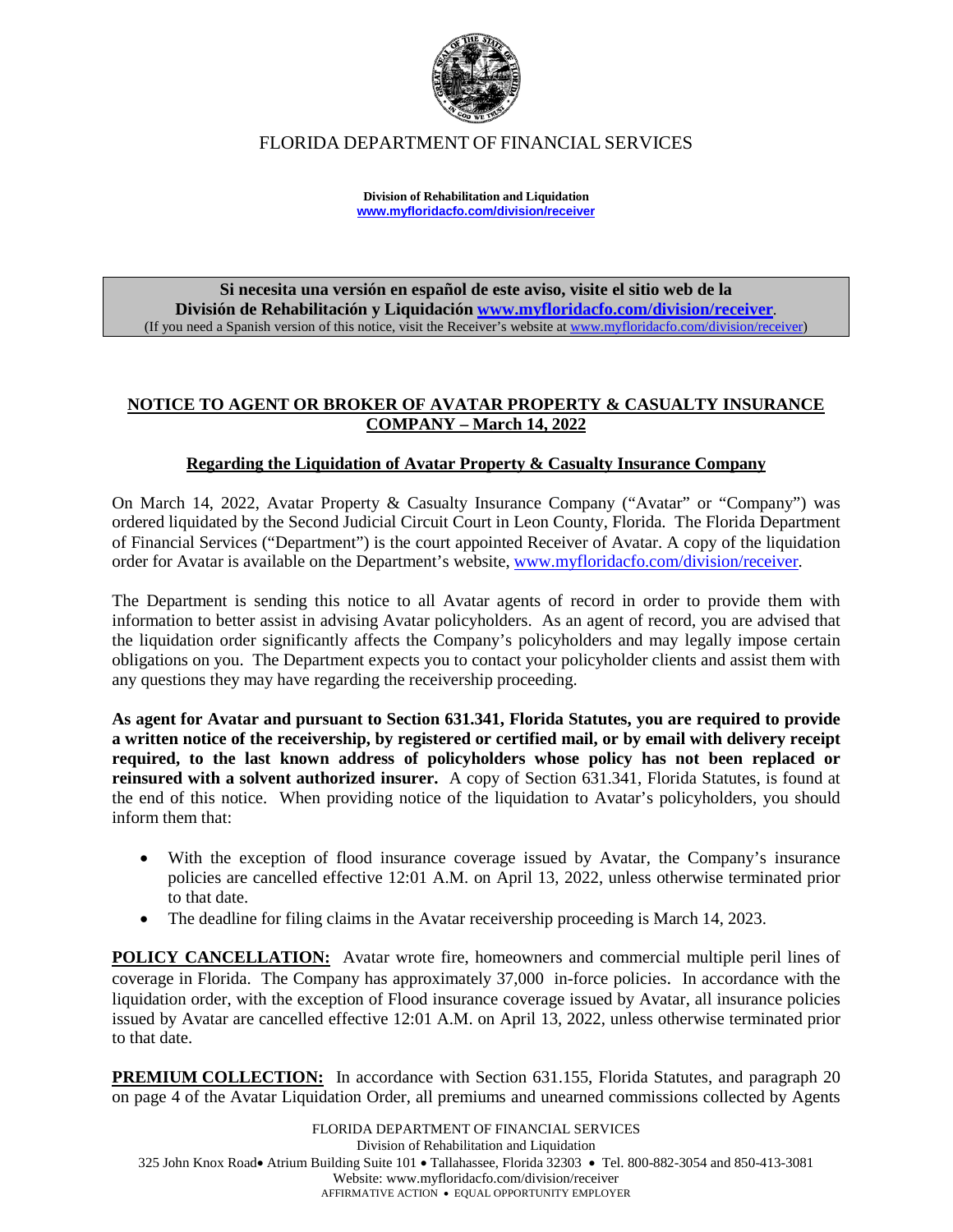FLORIDA DEPARTMENT OF FINANCIAL SERVICES

**Division of Rehabilitation and Liquidation**
**www.myfloridacfo.com/division/receiver**

**Si necesita una versión en español de este aviso, visite el sitio web de la División de Rehabilitación y Liquidación www.myfloridacfo.com/division/receiver.**
(If you need a Spanish version of this notice, visit the Receiver's website at www.myfloridacfo.com/division/receiver)

## NOTICE TO AGENT OR BROKER OF AVATAR PROPERTY & CASUALTY INSURANCE COMPANY – March 14, 2022

### Regarding the Liquidation of Avatar Property & Casualty Insurance Company

On March 14, 2022, Avatar Property & Casualty Insurance Company ("Avatar" or "Company") was ordered liquidated by the Second Judicial Circuit Court in Leon County, Florida. The Florida Department of Financial Services ("Department") is the court appointed Receiver of Avatar. A copy of the liquidation order for Avatar is available on the Department's website, www.myfloridacfo.com/division/receiver.

The Department is sending this notice to all Avatar agents of record in order to provide them with information to better assist in advising Avatar policyholders. As an agent of record, you are advised that the liquidation order significantly affects the Company's policyholders and may legally impose certain obligations on you. The Department expects you to contact your policyholder clients and assist them with any questions they may have regarding the receivership proceeding.

**As agent for Avatar and pursuant to Section 631.341, Florida Statutes, you are required to provide a written notice of the receivership, by registered or certified mail, or by email with delivery receipt required, to the last known address of policyholders whose policy has not been replaced or reinsured with a solvent authorized insurer.** A copy of Section 631.341, Florida Statutes, is found at the end of this notice. When providing notice of the liquidation to Avatar's policyholders, you should inform them that:

- With the exception of flood insurance coverage issued by Avatar, the Company's insurance policies are cancelled effective 12:01 A.M. on April 13, 2022, unless otherwise terminated prior to that date.
- The deadline for filing claims in the Avatar receivership proceeding is March 14, 2023.

**POLICY CANCELLATION:** Avatar wrote fire, homeowners and commercial multiple peril lines of coverage in Florida. The Company has approximately 37,000 in-force policies. In accordance with the liquidation order, with the exception of Flood insurance coverage issued by Avatar, all insurance policies issued by Avatar are cancelled effective 12:01 A.M. on April 13, 2022, unless otherwise terminated prior to that date.

**PREMIUM COLLECTION:** In accordance with Section 631.155, Florida Statutes, and paragraph 20 on page 4 of the Avatar Liquidation Order, all premiums and unearned commissions collected by Agents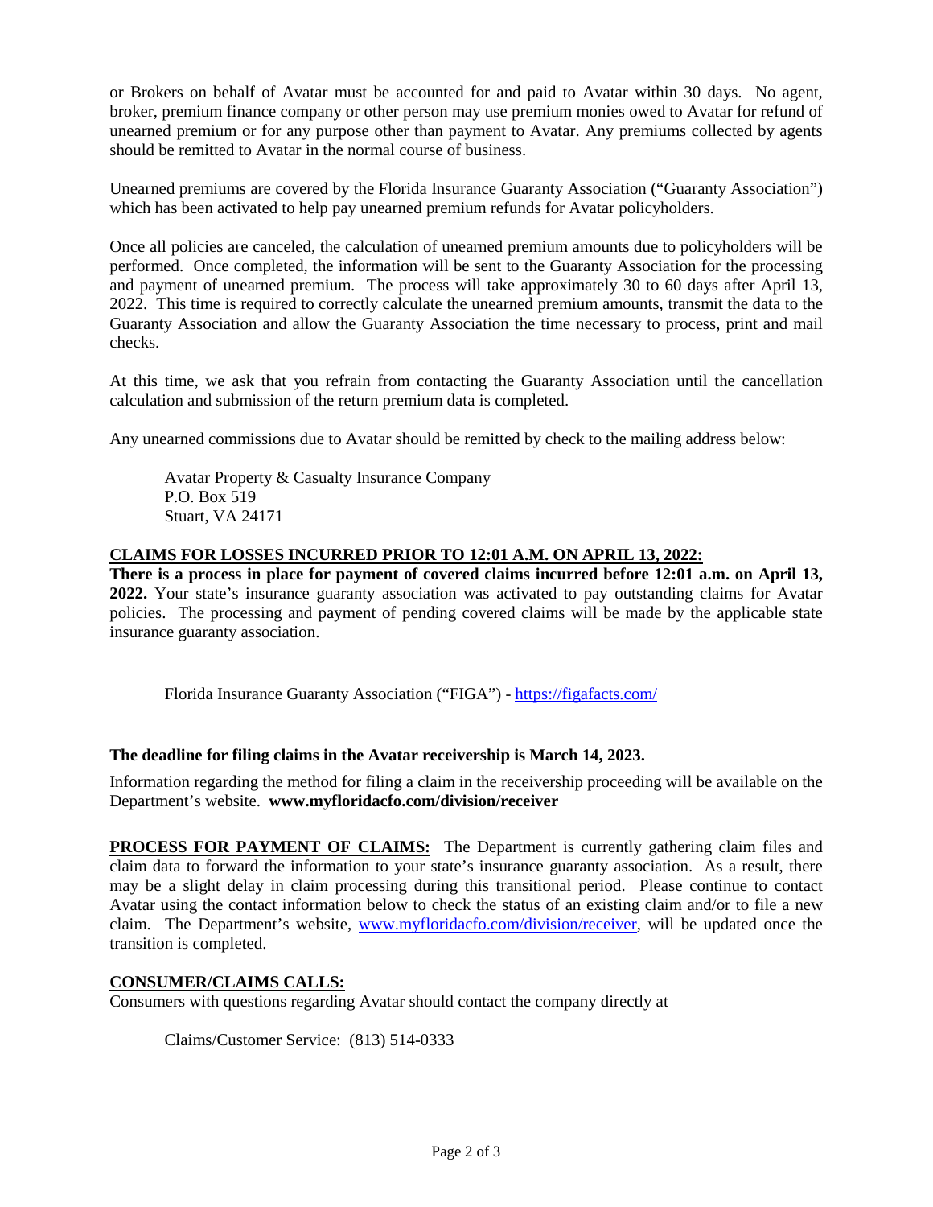or Brokers on behalf of Avatar must be accounted for and paid to Avatar within 30 days. No agent, broker, premium finance company or other person may use premium monies owed to Avatar for refund of unearned premium or for any purpose other than payment to Avatar. Any premiums collected by agents should be remitted to Avatar in the normal course of business.

Unearned premiums are covered by the Florida Insurance Guaranty Association ("Guaranty Association") which has been activated to help pay unearned premium refunds for Avatar policyholders.

Once all policies are canceled, the calculation of unearned premium amounts due to policyholders will be performed. Once completed, the information will be sent to the Guaranty Association for the processing and payment of unearned premium. The process will take approximately 30 to 60 days after April 13, 2022. This time is required to correctly calculate the unearned premium amounts, transmit the data to the Guaranty Association and allow the Guaranty Association the time necessary to process, print and mail checks.

At this time, we ask that you refrain from contacting the Guaranty Association until the cancellation calculation and submission of the return premium data is completed.

Any unearned commissions due to Avatar should be remitted by check to the mailing address below:

Avatar Property & Casualty Insurance Company
P.O. Box 519
Stuart, VA 24171

**CLAIMS FOR LOSSES INCURRED PRIOR TO 12:01 A.M. ON APRIL 13, 2022:**

**There is a process in place for payment of covered claims incurred before 12:01 a.m. on April 13, 2022.** Your state's insurance guaranty association was activated to pay outstanding claims for Avatar policies. The processing and payment of pending covered claims will be made by the applicable state insurance guaranty association.

Florida Insurance Guaranty Association ("FIGA") - https://figafacts.com/

**The deadline for filing claims in the Avatar receivership is March 14, 2023.**

Information regarding the method for filing a claim in the receivership proceeding will be available on the Department's website. **www.myfloridacfo.com/division/receiver**

**PROCESS FOR PAYMENT OF CLAIMS:** The Department is currently gathering claim files and claim data to forward the information to your state's insurance guaranty association. As a result, there may be a slight delay in claim processing during this transitional period. Please continue to contact Avatar using the contact information below to check the status of an existing claim and/or to file a new claim. The Department's website, www.myfloridacfo.com/division/receiver, will be updated once the transition is completed.

**CONSUMER/CLAIMS CALLS:**

Consumers with questions regarding Avatar should contact the company directly at

Claims/Customer Service: (813) 514-0333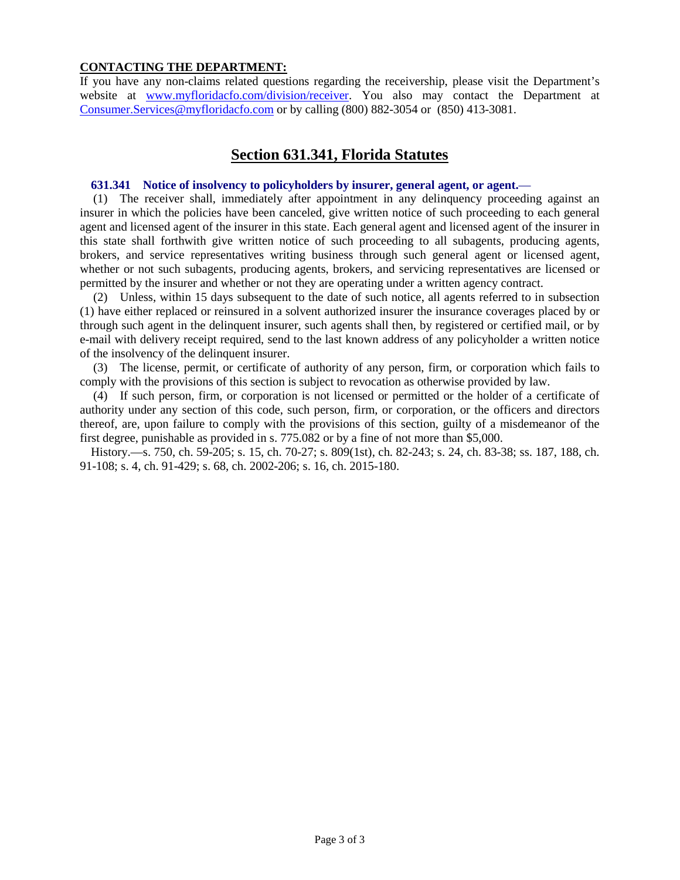**CONTACTING THE DEPARTMENT:**

If you have any non-claims related questions regarding the receivership, please visit the Department's website at [www.myfloridacfo.com/division/receiver](www.myfloridacfo.com/division/receiver). You also may contact the Department at [Consumer.Services@myfloridacfo.com](mailto:Consumer.Services@myfloridacfo.com) or by calling (800) 882-3054 or (850) 413-3081.

## Section 631.341, Florida Statutes

**631.341 Notice of insolvency to policyholders by insurer, general agent, or agent.**—

(1) The receiver shall, immediately after appointment in any delinquency proceeding against an insurer in which the policies have been canceled, give written notice of such proceeding to each general agent and licensed agent of the insurer in this state. Each general agent and licensed agent of the insurer in this state shall forthwith give written notice of such proceeding to all subagents, producing agents, brokers, and service representatives writing business through such general agent or licensed agent, whether or not such subagents, producing agents, brokers, and servicing representatives are licensed or permitted by the insurer and whether or not they are operating under a written agency contract.

(2) Unless, within 15 days subsequent to the date of such notice, all agents referred to in subsection (1) have either replaced or reinsured in a solvent authorized insurer the insurance coverages placed by or through such agent in the delinquent insurer, such agents shall then, by registered or certified mail, or by e-mail with delivery receipt required, send to the last known address of any policyholder a written notice of the insolvency of the delinquent insurer.

(3) The license, permit, or certificate of authority of any person, firm, or corporation which fails to comply with the provisions of this section is subject to revocation as otherwise provided by law.

(4) If such person, firm, or corporation is not licensed or permitted or the holder of a certificate of authority under any section of this code, such person, firm, or corporation, or the officers and directors thereof, are, upon failure to comply with the provisions of this section, guilty of a misdemeanor of the first degree, punishable as provided in s. 775.082 or by a fine of not more than $5,000.

History.—s. 750, ch. 59-205; s. 15, ch. 70-27; s. 809(1st), ch. 82-243; s. 24, ch. 83-38; ss. 187, 188, ch. 91-108; s. 4, ch. 91-429; s. 68, ch. 2002-206; s. 16, ch. 2015-180.